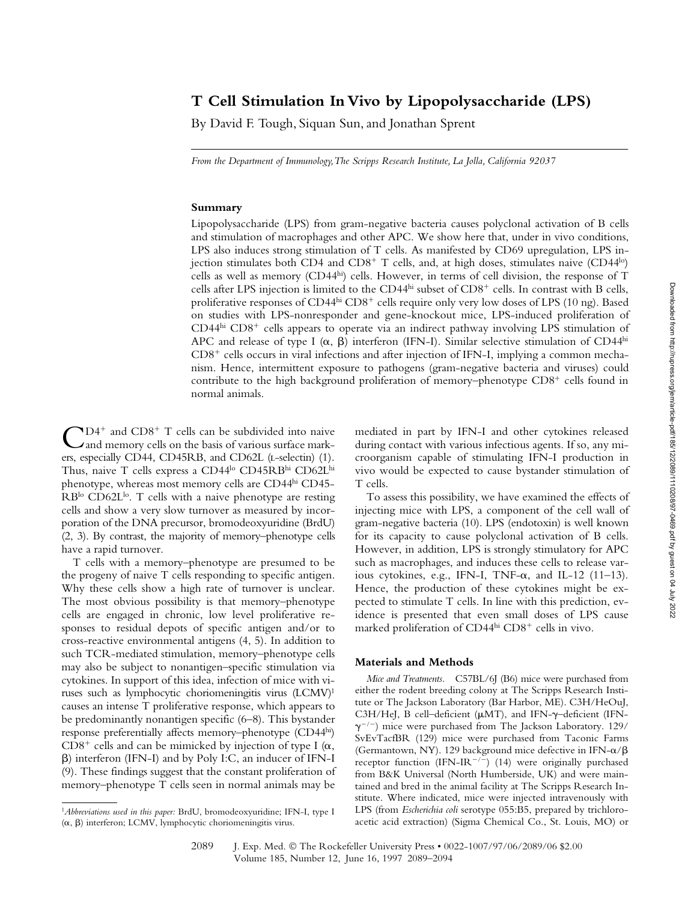# T Cell Stimulation In Vivo by Lipopolysaccharide (LPS)

By David F. Tough, Siquan Sun, and Jonathan Sprent

*From the Department of Immunology, The Scripps Research Institute, La Jolla, California 92037*

## Summary

Lipopolysaccharide (LPS) from gram-negative bacteria causes polyclonal activation of B cells and stimulation of macrophages and other APC. We show here that, under in vivo conditions, LPS also induces strong stimulation of T cells. As manifested by CD69 upregulation, LPS injection stimulates both CD4 and CD8$^{+}$ T cells, and, at high doses, stimulates naive (CD44$^{lo}$) cells as well as memory (CD44$^{hi}$) cells. However, in terms of cell division, the response of T cells after LPS injection is limited to the CD44$^{hi}$ subset of CD8$^{+}$ cells. In contrast with B cells, proliferative responses of CD44$^{hi}$ CD8$^{+}$ cells require only very low doses of LPS (10 ng). Based on studies with LPS-nonresponder and gene-knockout mice, LPS-induced proliferation of CD44$^{hi}$ CD8$^{+}$ cells appears to operate via an indirect pathway involving LPS stimulation of APC and release of type I (α, β) interferon (IFN-I). Similar selective stimulation of CD44$^{hi}$ CD8$^{+}$ cells occurs in viral infections and after injection of IFN-I, implying a common mechanism. Hence, intermittent exposure to pathogens (gram-negative bacteria and viruses) could contribute to the high background proliferation of memory–phenotype CD8$^{+}$ cells found in normal animals.

CD4$^{+}$ and CD8$^{+}$ T cells can be subdivided into naive and memory cells on the basis of various surface markers, especially CD44, CD45RB, and CD62L (L-selectin) (1). Thus, naive T cells express a CD44$^{lo}$ CD45RB$^{hi}$ CD62L$^{hi}$ phenotype, whereas most memory cells are CD44$^{hi}$ CD45-RB$^{lo}$ CD62L$^{lo}$. T cells with a naive phenotype are resting cells and show a very slow turnover as measured by incorporation of the DNA precursor, bromodeoxyuridine (BrdU) (2, 3). By contrast, the majority of memory–phenotype cells have a rapid turnover.

T cells with a memory–phenotype are presumed to be the progeny of naive T cells responding to specific antigen. Why these cells show a high rate of turnover is unclear. The most obvious possibility is that memory–phenotype cells are engaged in chronic, low level proliferative responses to residual depots of specific antigen and/or to cross-reactive environmental antigens (4, 5). In addition to such TCR-mediated stimulation, memory–phenotype cells may also be subject to nonantigen–specific stimulation via cytokines. In support of this idea, infection of mice with viruses such as lymphocytic choriomeningitis virus (LCMV)[1] causes an intense T proliferative response, which appears to be predominantly nonantigen specific (6–8). This bystander response preferentially affects memory–phenotype (CD44$^{hi}$) CD8$^{+}$ cells and can be mimicked by injection of type I (α, β) interferon (IFN-I) and by Poly I:C, an inducer of IFN-I (9). These findings suggest that the constant proliferation of memory–phenotype T cells seen in normal animals may be mediated in part by IFN-I and other cytokines released during contact with various infectious agents. If so, any microorganism capable of stimulating IFN-I production in vivo would be expected to cause bystander stimulation of T cells.

To assess this possibility, we have examined the effects of injecting mice with LPS, a component of the cell wall of gram-negative bacteria (10). LPS (endotoxin) is well known for its capacity to cause polyclonal activation of B cells. However, in addition, LPS is strongly stimulatory for APC such as macrophages, and induces these cells to release various cytokines, e.g., IFN-I, TNF-α, and IL-12 (11–13). Hence, the production of these cytokines might be expected to stimulate T cells. In line with this prediction, evidence is presented that even small doses of LPS cause marked proliferation of CD44$^{hi}$ CD8$^{+}$ cells in vivo.

## Materials and Methods

*Mice and Treatments.* C57BL/6J (B6) mice were purchased from either the rodent breeding colony at The Scripps Research Institute or The Jackson Laboratory (Bar Harbor, ME). C3H/HeOuJ, C3H/HeJ, B cell–deficient (μMT), and IFN-γ–deficient (IFN-$\gamma^{-/-}$) mice were purchased from The Jackson Laboratory. 129/SvEvTacfBR (129) mice were purchased from Taconic Farms (Germantown, NY). 129 background mice defective in IFN-α/β receptor function (IFN-IR$^{-/-}$) (14) were originally purchased from B&K Universal (North Humberside, UK) and were maintained and bred in the animal facility at The Scripps Research Institute. Where indicated, mice were injected intravenously with LPS (from *Escherichia coli* serotype 055:B5, prepared by trichloroacetic acid extraction) (Sigma Chemical Co., St. Louis, MO) or

[1] *Abbreviations used in this paper:* BrdU, bromodeoxyuridine; IFN-I, type I (α, β) interferon; LCMV, lymphocytic choriomeningitis virus.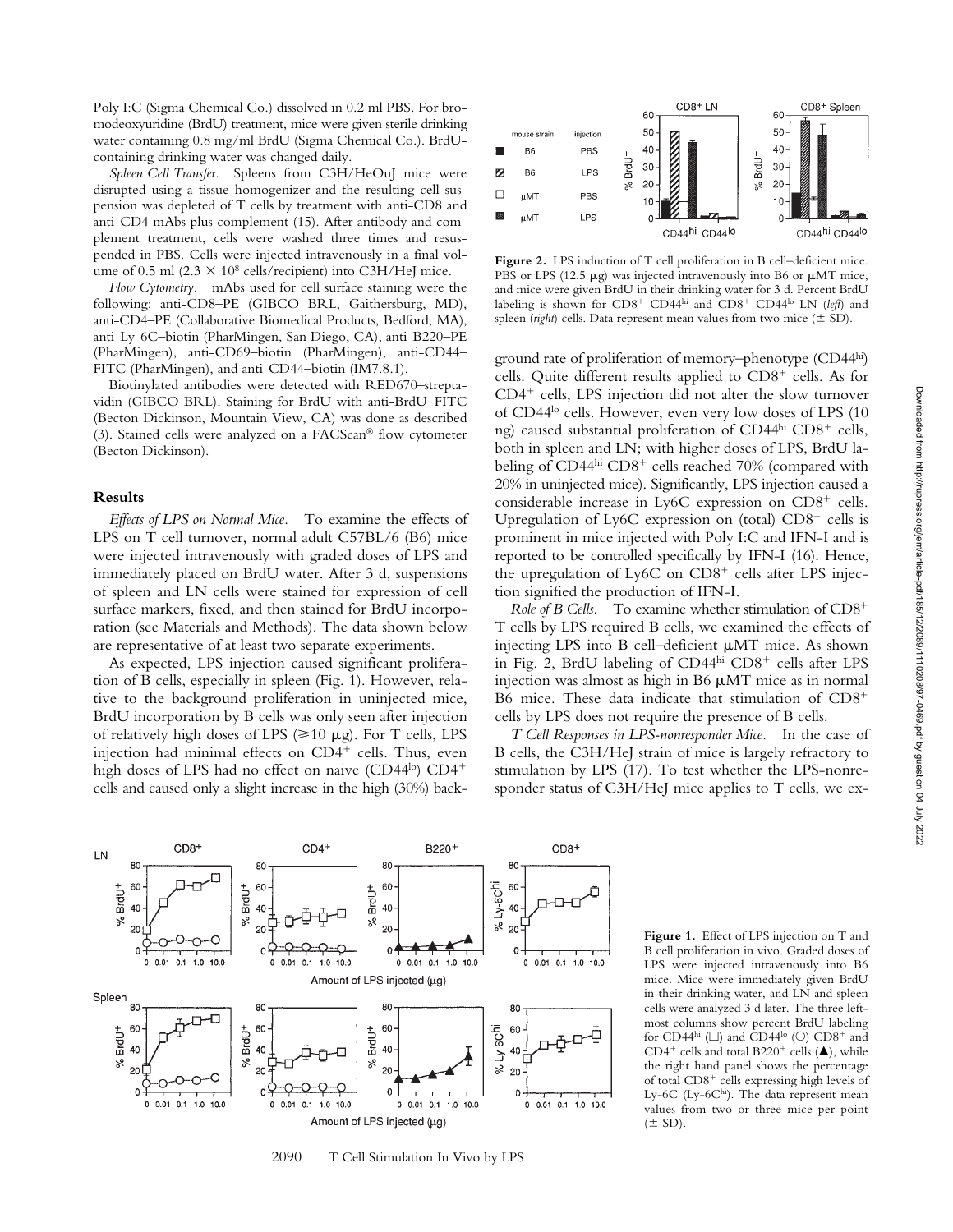Poly I:C (Sigma Chemical Co.) dissolved in 0.2 ml PBS. For bromodeoxyuridine (BrdU) treatment, mice were given sterile drinking water containing 0.8 mg/ml BrdU (Sigma Chemical Co.). BrdU-containing drinking water was changed daily.

*Spleen Cell Transfer.* Spleens from C3H/HeOuJ mice were disrupted using a tissue homogenizer and the resulting cell suspension was depleted of T cells by treatment with anti-CD8 and anti-CD4 mAbs plus complement (15). After antibody and complement treatment, cells were washed three times and resuspended in PBS. Cells were injected intravenously in a final volume of 0.5 ml ($2.3 \times 10^8$ cells/recipient) into C3H/HeJ mice.

*Flow Cytometry.* mAbs used for cell surface staining were the following: anti-CD8–PE (GIBCO BRL, Gaithersburg, MD), anti-CD4–PE (Collaborative Biomedical Products, Bedford, MA), anti-Ly-6C–biotin (PharMingen, San Diego, CA), anti-B220–PE (PharMingen), anti-CD69–biotin (PharMingen), anti-CD44–FITC (PharMingen), and anti-CD44–biotin (IM7.8.1).

Biotinylated antibodies were detected with RED670–streptavidin (GIBCO BRL). Staining for BrdU with anti-BrdU–FITC (Becton Dickinson, Mountain View, CA) was done as described (3). Stained cells were analyzed on a FACScan® flow cytometer (Becton Dickinson).

## Results

*Effects of LPS on Normal Mice.* To examine the effects of LPS on T cell turnover, normal adult C57BL/6 (B6) mice were injected intravenously with graded doses of LPS and immediately placed on BrdU water. After 3 d, suspensions of spleen and LN cells were stained for expression of cell surface markers, fixed, and then stained for BrdU incorporation (see Materials and Methods). The data shown below are representative of at least two separate experiments.

As expected, LPS injection caused significant proliferation of B cells, especially in spleen (Fig. 1). However, relative to the background proliferation in uninjected mice, BrdU incorporation by B cells was only seen after injection of relatively high doses of LPS (≥10 μg). For T cells, LPS injection had minimal effects on $CD4^+$ cells. Thus, even high doses of LPS had no effect on naive ($CD44^{lo}$) $CD4^+$ cells and caused only a slight increase in the high (30%) background rate of proliferation of memory–phenotype ($CD44^{hi}$) cells. Quite different results applied to $CD8^+$ cells. As for $CD4^+$ cells, LPS injection did not alter the slow turnover of $CD44^{lo}$ cells. However, even very low doses of LPS (10 ng) caused substantial proliferation of $CD44^{hi}$ $CD8^+$ cells, both in spleen and LN; with higher doses of LPS, BrdU labeling of $CD44^{hi}$ $CD8^+$ cells reached 70% (compared with 20% in uninjected mice). Significantly, LPS injection caused a considerable increase in Ly6C expression on $CD8^+$ cells. Upregulation of Ly6C expression on (total) $CD8^+$ cells is prominent in mice injected with Poly I:C and IFN-I and is reported to be controlled specifically by IFN-I (16). Hence, the upregulation of Ly6C on $CD8^+$ cells after LPS injection signified the production of IFN-I.

*Role of B Cells.* To examine whether stimulation of $CD8^+$ T cells by LPS required B cells, we examined the effects of injecting LPS into B cell–deficient μMT mice. As shown in Fig. 2, BrdU labeling of $CD44^{hi}$ $CD8^+$ cells after LPS injection was almost as high in B6 μMT mice as in normal B6 mice. These data indicate that stimulation of $CD8^+$ cells by LPS does not require the presence of B cells.

*T Cell Responses in LPS-nonresponder Mice.* In the case of B cells, the C3H/HeJ strain of mice is largely refractory to stimulation by LPS (17). To test whether the LPS-nonresponder status of C3H/HeJ mice applies to T cells, we ex-

**Figure 2.** LPS induction of T cell proliferation in B cell–deficient mice. PBS or LPS (12.5 μg) was injected intravenously into B6 or μMT mice, and mice were given BrdU in their drinking water for 3 d. Percent BrdU labeling is shown for $CD8^+$ $CD44^{hi}$ and $CD8^+$ $CD44^{lo}$ LN (*left*) and spleen (*right*) cells. Data represent mean values from two mice (± SD).

**Figure 1.** Effect of LPS injection on T and B cell proliferation in vivo. Graded doses of LPS were injected intravenously into B6 mice. Mice were immediately given BrdU in their drinking water, and LN and spleen cells were analyzed 3 d later. The three leftmost columns show percent BrdU labeling for $CD44^{hi}$ (□) and $CD44^{lo}$ (○) $CD8^+$ and $CD4^+$ cells and total $B220^+$ cells (▲), while the right hand panel shows the percentage of total $CD8^+$ cells expressing high levels of Ly-6C (Ly-$6C^{hi}$). The data represent mean values from two or three mice per point (± SD).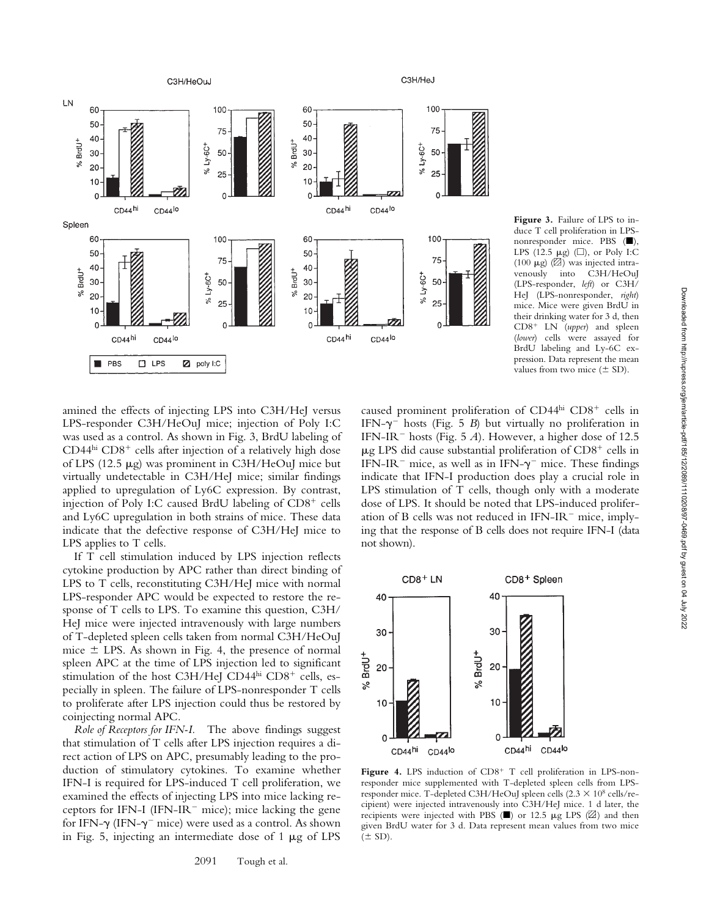**Figure 3.** Failure of LPS to induce T cell proliferation in LPS-nonresponder mice. PBS (■), LPS (12.5 μg) (□), or Poly I:C (100 μg) (▨) was injected intravenously into C3H/HeOuJ (LPS-responder, *left*) or C3H/HeJ (LPS-nonresponder, *right*) mice. Mice were given BrdU in their drinking water for 3 d, then $CD8^+$ LN (*upper*) and spleen (*lower*) cells were assayed for BrdU labeling and Ly-6C expression. Data represent the mean values from two mice (± SD).

amined the effects of injecting LPS into C3H/HeJ versus LPS-responder C3H/HeOuJ mice; injection of Poly I:C was used as a control. As shown in Fig. 3, BrdU labeling of $CD44^{hi}$ $CD8^+$ cells after injection of a relatively high dose of LPS (12.5 μg) was prominent in C3H/HeOuJ mice but virtually undetectable in C3H/HeJ mice; similar findings applied to upregulation of Ly6C expression. By contrast, injection of Poly I:C caused BrdU labeling of $CD8^+$ cells and Ly6C upregulation in both strains of mice. These data indicate that the defective response of C3H/HeJ mice to LPS applies to T cells.

If T cell stimulation induced by LPS injection reflects cytokine production by APC rather than direct binding of LPS to T cells, reconstituting C3H/HeJ mice with normal LPS-responder APC would be expected to restore the response of T cells to LPS. To examine this question, C3H/HeJ mice were injected intravenously with large numbers of T-depleted spleen cells taken from normal C3H/HeOuJ mice ± LPS. As shown in Fig. 4, the presence of normal spleen APC at the time of LPS injection led to significant stimulation of the host C3H/HeJ $CD44^{hi}$ $CD8^+$ cells, especially in spleen. The failure of LPS-nonresponder T cells to proliferate after LPS injection could thus be restored by coinjecting normal APC.

*Role of Receptors for IFN-I.* The above findings suggest that stimulation of T cells after LPS injection requires a direct action of LPS on APC, presumably leading to the production of stimulatory cytokines. To examine whether IFN-I is required for LPS-induced T cell proliferation, we examined the effects of injecting LPS into mice lacking receptors for IFN-I ($IFN\text{-}IR^-$ mice); mice lacking the gene for IFN-γ ($IFN\text{-}\gamma^-$ mice) were used as a control. As shown in Fig. 5, injecting an intermediate dose of 1 μg of LPS caused prominent proliferation of $CD44^{hi}$ $CD8^+$ cells in $IFN\text{-}\gamma^-$ hosts (Fig. 5 *B*) but virtually no proliferation in $IFN\text{-}IR^-$ hosts (Fig. 5 *A*). However, a higher dose of 12.5 μg LPS did cause substantial proliferation of $CD8^+$ cells in $IFN\text{-}IR^-$ mice, as well as in $IFN\text{-}\gamma^-$ mice. These findings indicate that IFN-I production does play a crucial role in LPS stimulation of T cells, though only with a moderate dose of LPS. It should be noted that LPS-induced proliferation of B cells was not reduced in $IFN\text{-}IR^-$ mice, implying that the response of B cells does not require IFN-I (data not shown).

**Figure 4.** LPS induction of $CD8^+$ T cell proliferation in LPS-nonresponder mice supplemented with T-depleted spleen cells from LPS-responder mice. T-depleted C3H/HeOuJ spleen cells ($2.3 \times 10^8$ cells/recipient) were injected intravenously into C3H/HeJ mice. 1 d later, the recipients were injected with PBS (■) or 12.5 μg LPS (▨) and then given BrdU water for 3 d. Data represent mean values from two mice (± SD).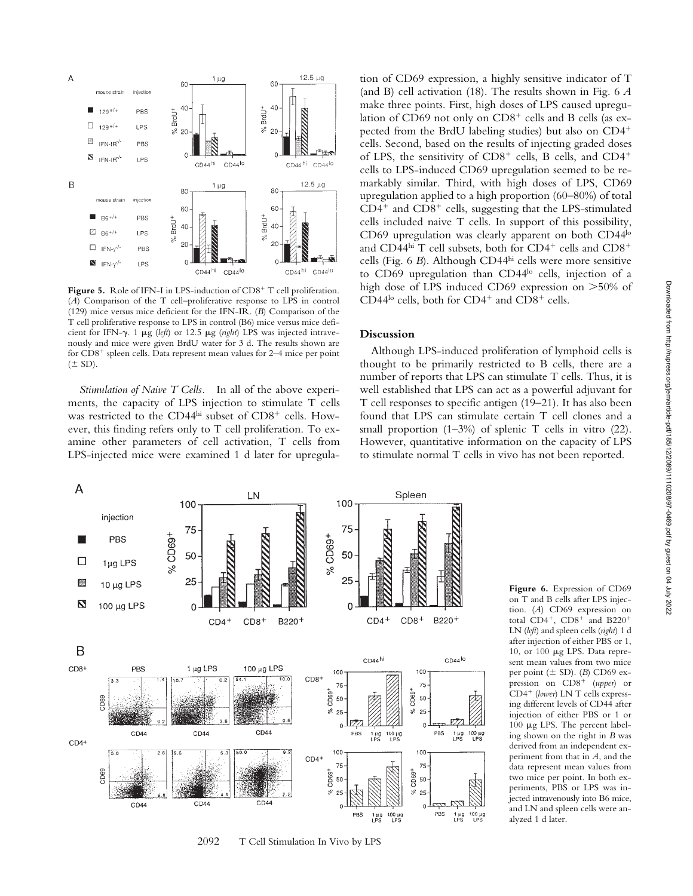**Figure 5.** Role of IFN-I in LPS-induction of CD8$^+$ T cell proliferation. (*A*) Comparison of the T cell–proliferative response to LPS in control (129) mice versus mice deficient for the IFN-IR. (*B*) Comparison of the T cell proliferative response to LPS in control (B6) mice versus mice deficient for IFN-γ. 1 μg (*left*) or 12.5 μg (*right*) LPS was injected intravenously and mice were given BrdU water for 3 d. The results shown are for CD8$^+$ spleen cells. Data represent mean values for 2–4 mice per point (± SD).

*Stimulation of Naive T Cells.* In all of the above experiments, the capacity of LPS injection to stimulate T cells was restricted to the CD44$^{hi}$ subset of CD8$^+$ cells. However, this finding refers only to T cell proliferation. To examine other parameters of cell activation, T cells from LPS-injected mice were examined 1 d later for upregulation of CD69 expression, a highly sensitive indicator of T (and B) cell activation (18). The results shown in Fig. 6 *A* make three points. First, high doses of LPS caused upregulation of CD69 not only on CD8$^+$ cells and B cells (as expected from the BrdU labeling studies) but also on CD4$^+$ cells. Second, based on the results of injecting graded doses of LPS, the sensitivity of CD8$^+$ cells, B cells, and CD4$^+$ cells to LPS-induced CD69 upregulation seemed to be remarkably similar. Third, with high doses of LPS, CD69 upregulation applied to a high proportion (60–80%) of total CD4$^+$ and CD8$^+$ cells, suggesting that the LPS-stimulated cells included naive T cells. In support of this possibility, CD69 upregulation was clearly apparent on both CD44$^{lo}$ and CD44$^{hi}$ T cell subsets, both for CD4$^+$ cells and CD8$^+$ cells (Fig. 6 *B*). Although CD44$^{hi}$ cells were more sensitive to CD69 upregulation than CD44$^{lo}$ cells, injection of a high dose of LPS induced CD69 expression on >50% of CD44$^{lo}$ cells, both for CD4$^+$ and CD8$^+$ cells.

## Discussion

Although LPS-induced proliferation of lymphoid cells is thought to be primarily restricted to B cells, there are a number of reports that LPS can stimulate T cells. Thus, it is well established that LPS can act as a powerful adjuvant for T cell responses to specific antigen (19–21). It has also been found that LPS can stimulate certain T cell clones and a small proportion (1–3%) of splenic T cells in vitro (22). However, quantitative information on the capacity of LPS to stimulate normal T cells in vivo has not been reported.

**Figure 6.** Expression of CD69 on T and B cells after LPS injection. (*A*) CD69 expression on total CD4$^+$, CD8$^+$ and B220$^+$ LN (*left*) and spleen cells (*right*) 1 d after injection of either PBS or 1, 10, or 100 μg LPS. Data represent mean values from two mice per point (± SD). (*B*) CD69 expression on CD8$^+$ (*upper*) or CD4$^+$ (*lower*) LN T cells expressing different levels of CD44 after injection of either PBS or 1 or 100 μg LPS. The percent labeling shown on the right in *B* was derived from an independent experiment from that in *A*, and the data represent mean values from two mice per point. In both experiments, PBS or LPS was injected intravenously into B6 mice, and LN and spleen cells were analyzed 1 d later.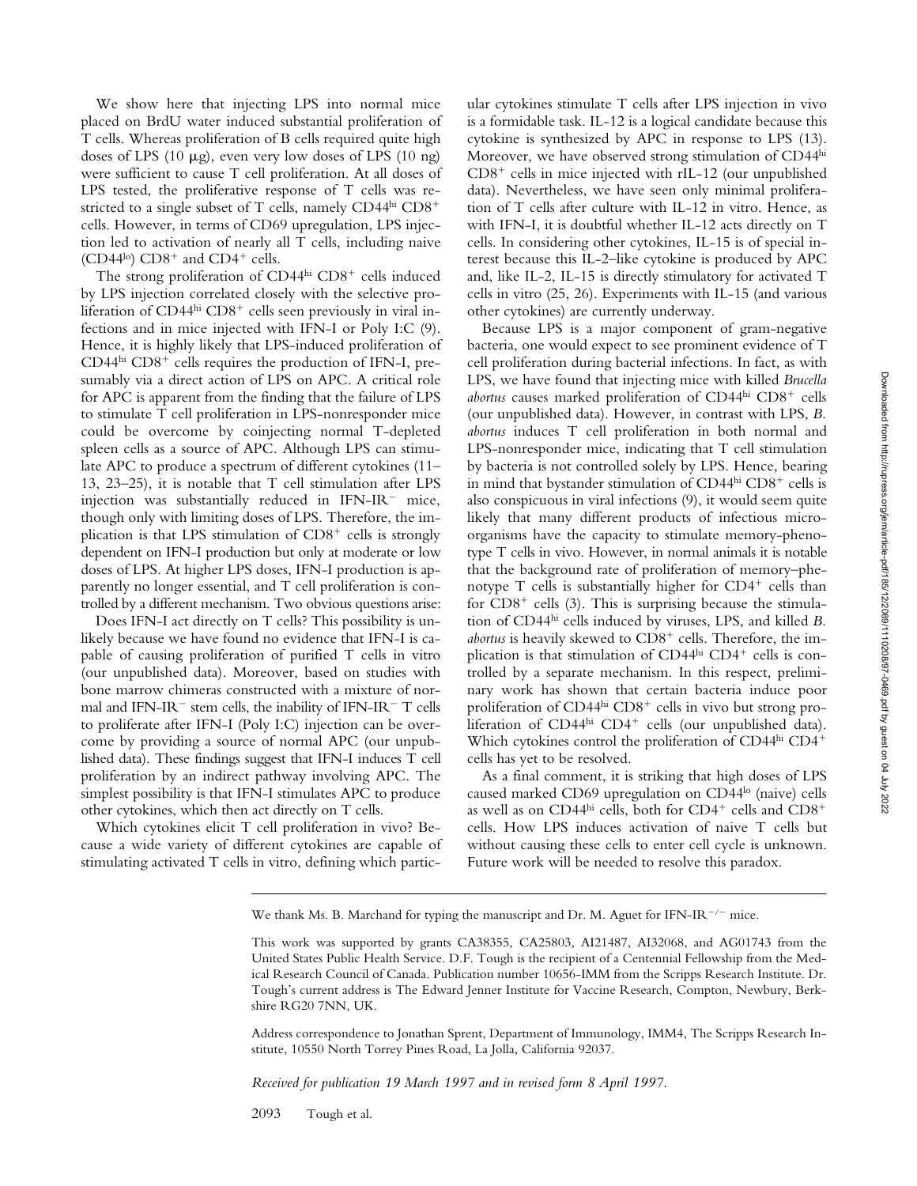We show here that injecting LPS into normal mice placed on BrdU water induced substantial proliferation of T cells. Whereas proliferation of B cells required quite high doses of LPS (10 μg), even very low doses of LPS (10 ng) were sufficient to cause T cell proliferation. At all doses of LPS tested, the proliferative response of T cells was restricted to a single subset of T cells, namely CD44[hi] CD8[+] cells. However, in terms of CD69 upregulation, LPS injection led to activation of nearly all T cells, including naive (CD44[lo]) CD8[+] and CD4[+] cells.

The strong proliferation of CD44[hi] CD8[+] cells induced by LPS injection correlated closely with the selective proliferation of CD44[hi] CD8[+] cells seen previously in viral infections and in mice injected with IFN-I or Poly I:C (9). Hence, it is highly likely that LPS-induced proliferation of CD44[hi] CD8[+] cells requires the production of IFN-I, presumably via a direct action of LPS on APC. A critical role for APC is apparent from the finding that the failure of LPS to stimulate T cell proliferation in LPS-nonresponder mice could be overcome by coinjecting normal T-depleted spleen cells as a source of APC. Although LPS can stimulate APC to produce a spectrum of different cytokines (11–13, 23–25), it is notable that T cell stimulation after LPS injection was substantially reduced in IFN-IR[−] mice, though only with limiting doses of LPS. Therefore, the implication is that LPS stimulation of CD8[+] cells is strongly dependent on IFN-I production but only at moderate or low doses of LPS. At higher LPS doses, IFN-I production is apparently no longer essential, and T cell proliferation is controlled by a different mechanism. Two obvious questions arise:

Does IFN-I act directly on T cells? This possibility is unlikely because we have found no evidence that IFN-I is capable of causing proliferation of purified T cells in vitro (our unpublished data). Moreover, based on studies with bone marrow chimeras constructed with a mixture of normal and IFN-IR[−] stem cells, the inability of IFN-IR[−] T cells to proliferate after IFN-I (Poly I:C) injection can be overcome by providing a source of normal APC (our unpublished data). These findings suggest that IFN-I induces T cell proliferation by an indirect pathway involving APC. The simplest possibility is that IFN-I stimulates APC to produce other cytokines, which then act directly on T cells.

Which cytokines elicit T cell proliferation in vivo? Because a wide variety of different cytokines are capable of stimulating activated T cells in vitro, defining which particular cytokines stimulate T cells after LPS injection in vivo is a formidable task. IL-12 is a logical candidate because this cytokine is synthesized by APC in response to LPS (13). Moreover, we have observed strong stimulation of CD44[hi] CD8[+] cells in mice injected with rIL-12 (our unpublished data). Nevertheless, we have seen only minimal proliferation of T cells after culture with IL-12 in vitro. Hence, as with IFN-I, it is doubtful whether IL-12 acts directly on T cells. In considering other cytokines, IL-15 is of special interest because this IL-2–like cytokine is produced by APC and, like IL-2, IL-15 is directly stimulatory for activated T cells in vitro (25, 26). Experiments with IL-15 (and various other cytokines) are currently underway.

Because LPS is a major component of gram-negative bacteria, one would expect to see prominent evidence of T cell proliferation during bacterial infections. In fact, as with LPS, we have found that injecting mice with killed *Brucella abortus* causes marked proliferation of CD44[hi] CD8[+] cells (our unpublished data). However, in contrast with LPS, *B. abortus* induces T cell proliferation in both normal and LPS-nonresponder mice, indicating that T cell stimulation by bacteria is not controlled solely by LPS. Hence, bearing in mind that bystander stimulation of CD44[hi] CD8[+] cells is also conspicuous in viral infections (9), it would seem quite likely that many different products of infectious microorganisms have the capacity to stimulate memory-phenotype T cells in vivo. However, in normal animals it is notable that the background rate of proliferation of memory–phenotype T cells is substantially higher for CD4[+] cells than for CD8[+] cells (3). This is surprising because the stimulation of CD44[hi] cells induced by viruses, LPS, and killed *B. abortus* is heavily skewed to CD8[+] cells. Therefore, the implication is that stimulation of CD44[hi] CD4[+] cells is controlled by a separate mechanism. In this respect, preliminary work has shown that certain bacteria induce poor proliferation of CD44[hi] CD8[+] cells in vivo but strong proliferation of CD44[hi] CD4[+] cells (our unpublished data). Which cytokines control the proliferation of CD44[hi] CD4[+] cells has yet to be resolved.

As a final comment, it is striking that high doses of LPS caused marked CD69 upregulation on CD44[lo] (naive) cells as well as on CD44[hi] cells, both for CD4[+] cells and CD8[+] cells. How LPS induces activation of naive T cells but without causing these cells to enter cell cycle is unknown. Future work will be needed to resolve this paradox.

---

We thank Ms. B. Marchand for typing the manuscript and Dr. M. Aguet for IFN-IR[−/−] mice.

This work was supported by grants CA38355, CA25803, AI21487, AI32068, and AG01743 from the United States Public Health Service. D.F. Tough is the recipient of a Centennial Fellowship from the Medical Research Council of Canada. Publication number 10656-IMM from the Scripps Research Institute. Dr. Tough's current address is The Edward Jenner Institute for Vaccine Research, Compton, Newbury, Berkshire RG20 7NN, UK.

Address correspondence to Jonathan Sprent, Department of Immunology, IMM4, The Scripps Research Institute, 10550 North Torrey Pines Road, La Jolla, California 92037.

*Received for publication 19 March 1997 and in revised form 8 April 1997.*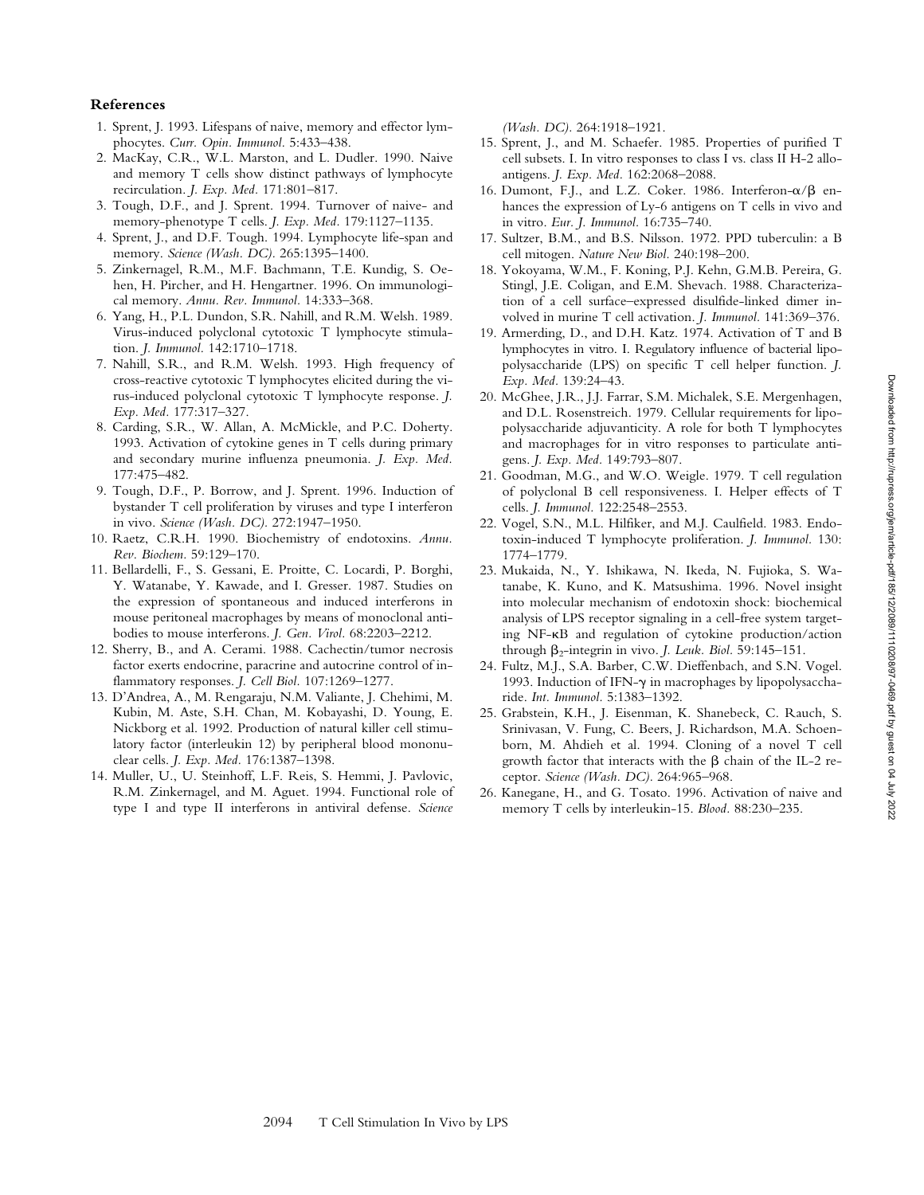## References

1. Sprent, J. 1993. Lifespans of naive, memory and effector lymphocytes. *Curr. Opin. Immunol.* 5:433–438.
2. MacKay, C.R., W.L. Marston, and L. Dudler. 1990. Naive and memory T cells show distinct pathways of lymphocyte recirculation. *J. Exp. Med.* 171:801–817.
3. Tough, D.F., and J. Sprent. 1994. Turnover of naive- and memory-phenotype T cells. *J. Exp. Med.* 179:1127–1135.
4. Sprent, J., and D.F. Tough. 1994. Lymphocyte life-span and memory. *Science (Wash. DC).* 265:1395–1400.
5. Zinkernagel, R.M., M.F. Bachmann, T.E. Kundig, S. Oehen, H. Pircher, and H. Hengartner. 1996. On immunological memory. *Annu. Rev. Immunol.* 14:333–368.
6. Yang, H., P.L. Dundon, S.R. Nahill, and R.M. Welsh. 1989. Virus-induced polyclonal cytotoxic T lymphocyte stimulation. *J. Immunol.* 142:1710–1718.
7. Nahill, S.R., and R.M. Welsh. 1993. High frequency of cross-reactive cytotoxic T lymphocytes elicited during the virus-induced polyclonal cytotoxic T lymphocyte response. *J. Exp. Med.* 177:317–327.
8. Carding, S.R., W. Allan, A. McMickle, and P.C. Doherty. 1993. Activation of cytokine genes in T cells during primary and secondary murine influenza pneumonia. *J. Exp. Med.* 177:475–482.
9. Tough, D.F., P. Borrow, and J. Sprent. 1996. Induction of bystander T cell proliferation by viruses and type I interferon in vivo. *Science (Wash. DC).* 272:1947–1950.
10. Raetz, C.R.H. 1990. Biochemistry of endotoxins. *Annu. Rev. Biochem.* 59:129–170.
11. Bellardelli, F., S. Gessani, E. Proitte, C. Locardi, P. Borghi, Y. Watanabe, Y. Kawade, and I. Gresser. 1987. Studies on the expression of spontaneous and induced interferons in mouse peritoneal macrophages by means of monoclonal antibodies to mouse interferons. *J. Gen. Virol.* 68:2203–2212.
12. Sherry, B., and A. Cerami. 1988. Cachectin/tumor necrosis factor exerts endocrine, paracrine and autocrine control of inflammatory responses. *J. Cell Biol.* 107:1269–1277.
13. D'Andrea, A., M. Rengaraju, N.M. Valiante, J. Chehimi, M. Kubin, M. Aste, S.H. Chan, M. Kobayashi, D. Young, E. Nickborg et al. 1992. Production of natural killer cell stimulatory factor (interleukin 12) by peripheral blood mononuclear cells. *J. Exp. Med.* 176:1387–1398.
14. Muller, U., U. Steinhoff, L.F. Reis, S. Hemmi, J. Pavlovic, R.M. Zinkernagel, and M. Aguet. 1994. Functional role of type I and type II interferons in antiviral defense. *Science (Wash. DC).* 264:1918–1921.
15. Sprent, J., and M. Schaefer. 1985. Properties of purified T cell subsets. I. In vitro responses to class I vs. class II H-2 alloantigens. *J. Exp. Med.* 162:2068–2088.
16. Dumont, F.J., and L.Z. Coker. 1986. Interferon-$\alpha/\beta$ enhances the expression of Ly-6 antigens on T cells in vivo and in vitro. *Eur. J. Immunol.* 16:735–740.
17. Sultzer, B.M., and B.S. Nilsson. 1972. PPD tuberculin: a B cell mitogen. *Nature New Biol.* 240:198–200.
18. Yokoyama, W.M., F. Koning, P.J. Kehn, G.M.B. Pereira, G. Stingl, J.E. Coligan, and E.M. Shevach. 1988. Characterization of a cell surface–expressed disulfide-linked dimer involved in murine T cell activation. *J. Immunol.* 141:369–376.
19. Armerding, D., and D.H. Katz. 1974. Activation of T and B lymphocytes in vitro. I. Regulatory influence of bacterial lipopolysaccharide (LPS) on specific T cell helper function. *J. Exp. Med.* 139:24–43.
20. McGhee, J.R., J.J. Farrar, S.M. Michalek, S.E. Mergenhagen, and D.L. Rosenstreich. 1979. Cellular requirements for lipopolysaccharide adjuvanticity. A role for both T lymphocytes and macrophages for in vitro responses to particulate antigens. *J. Exp. Med.* 149:793–807.
21. Goodman, M.G., and W.O. Weigle. 1979. T cell regulation of polyclonal B cell responsiveness. I. Helper effects of T cells. *J. Immunol.* 122:2548–2553.
22. Vogel, S.N., M.L. Hilfiker, and M.J. Caulfield. 1983. Endotoxin-induced T lymphocyte proliferation. *J. Immunol.* 130:1774–1779.
23. Mukaida, N., Y. Ishikawa, N. Ikeda, N. Fujioka, S. Watanabe, K. Kuno, and K. Matsushima. 1996. Novel insight into molecular mechanism of endotoxin shock: biochemical analysis of LPS receptor signaling in a cell-free system targeting NF-κB and regulation of cytokine production/action through $\beta_2$-integrin in vivo. *J. Leuk. Biol.* 59:145–151.
24. Fultz, M.J., S.A. Barber, C.W. Dieffenbach, and S.N. Vogel. 1993. Induction of IFN-$\gamma$ in macrophages by lipopolysaccharide. *Int. Immunol.* 5:1383–1392.
25. Grabstein, K.H., J. Eisenman, K. Shanebeck, C. Rauch, S. Srinivasan, V. Fung, C. Beers, J. Richardson, M.A. Schoenborn, M. Ahdieh et al. 1994. Cloning of a novel T cell growth factor that interacts with the $\beta$ chain of the IL-2 receptor. *Science (Wash. DC).* 264:965–968.
26. Kanegane, H., and G. Tosato. 1996. Activation of naive and memory T cells by interleukin-15. *Blood.* 88:230–235.